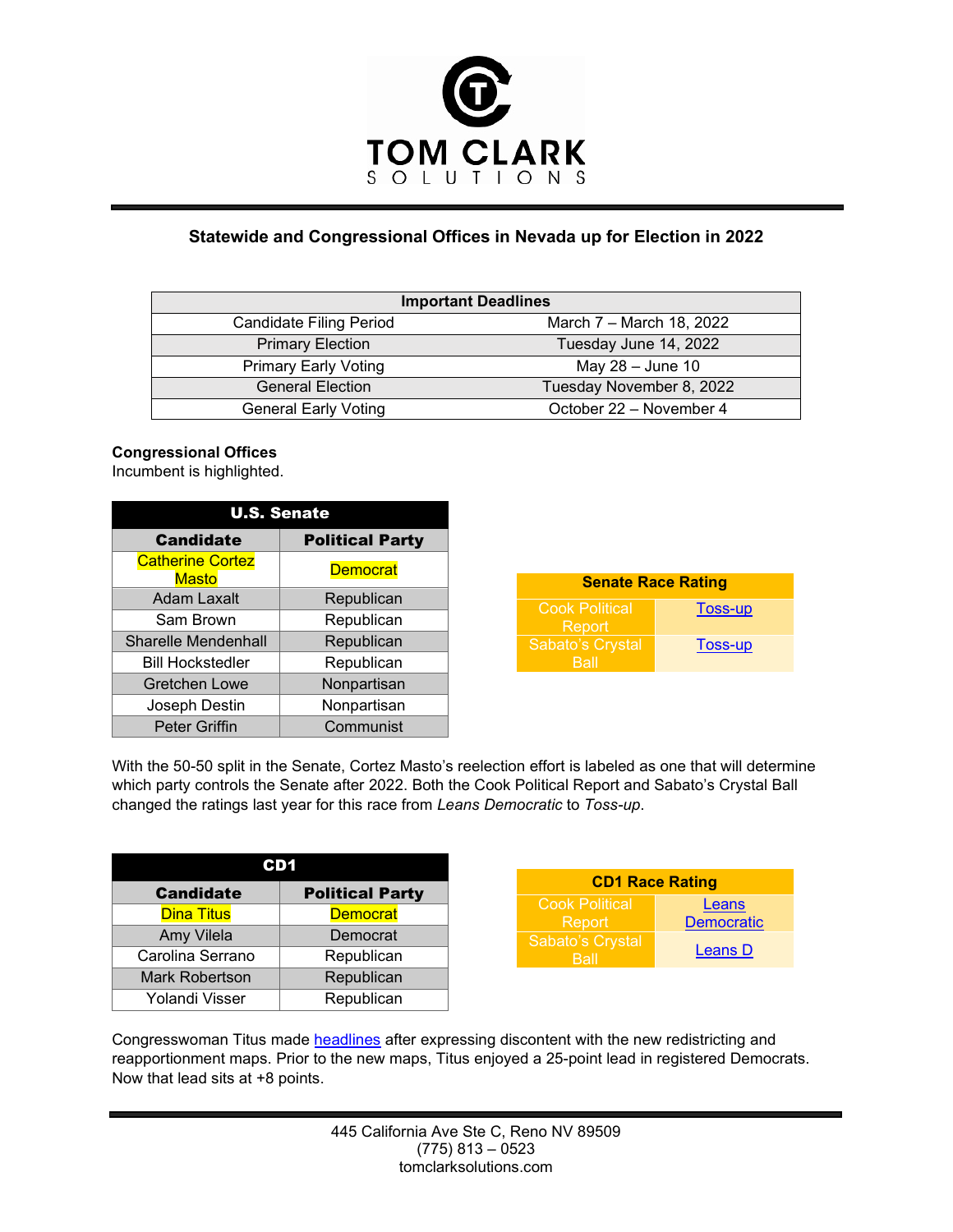# TOM CLARK SOLUTIONS

## Statewide and Congressional Offices in Nevada up for Election in 2022

| Important Deadlines | |
|---|---|
| Candidate Filing Period | March 7 – March 18, 2022 |
| Primary Election | Tuesday June 14, 2022 |
| Primary Early Voting | May 28 – June 10 |
| General Election | Tuesday November 8, 2022 |
| General Early Voting | October 22 – November 4 |

**Congressional Offices**
Incumbent is highlighted.

| U.S. Senate | |
|---|---|
| **Candidate** | **Political Party** |
| Catherine Cortez Masto | Democrat |
| Adam Laxalt | Republican |
| Sam Brown | Republican |
| Sharelle Mendenhall | Republican |
| Bill Hockstedler | Republican |
| Gretchen Lowe | Nonpartisan |
| Joseph Destin | Nonpartisan |
| Peter Griffin | Communist |

| Senate Race Rating | |
|---|---|
| Cook Political Report | Toss-up |
| Sabato's Crystal Ball | Toss-up |

With the 50-50 split in the Senate, Cortez Masto's reelection effort is labeled as one that will determine which party controls the Senate after 2022. Both the Cook Political Report and Sabato's Crystal Ball changed the ratings last year for this race from *Leans Democratic* to *Toss-up*.

| CD1 | |
|---|---|
| **Candidate** | **Political Party** |
| Dina Titus | Democrat |
| Amy Vilela | Democrat |
| Carolina Serrano | Republican |
| Mark Robertson | Republican |
| Yolandi Visser | Republican |

| CD1 Race Rating | |
|---|---|
| Cook Political Report | Leans Democratic |
| Sabato's Crystal Ball | Leans D |

Congresswoman Titus made headlines after expressing discontent with the new redistricting and reapportionment maps. Prior to the new maps, Titus enjoyed a 25-point lead in registered Democrats. Now that lead sits at +8 points.

445 California Ave Ste C, Reno NV 89509
(775) 813 – 0523
tomclarksolutions.com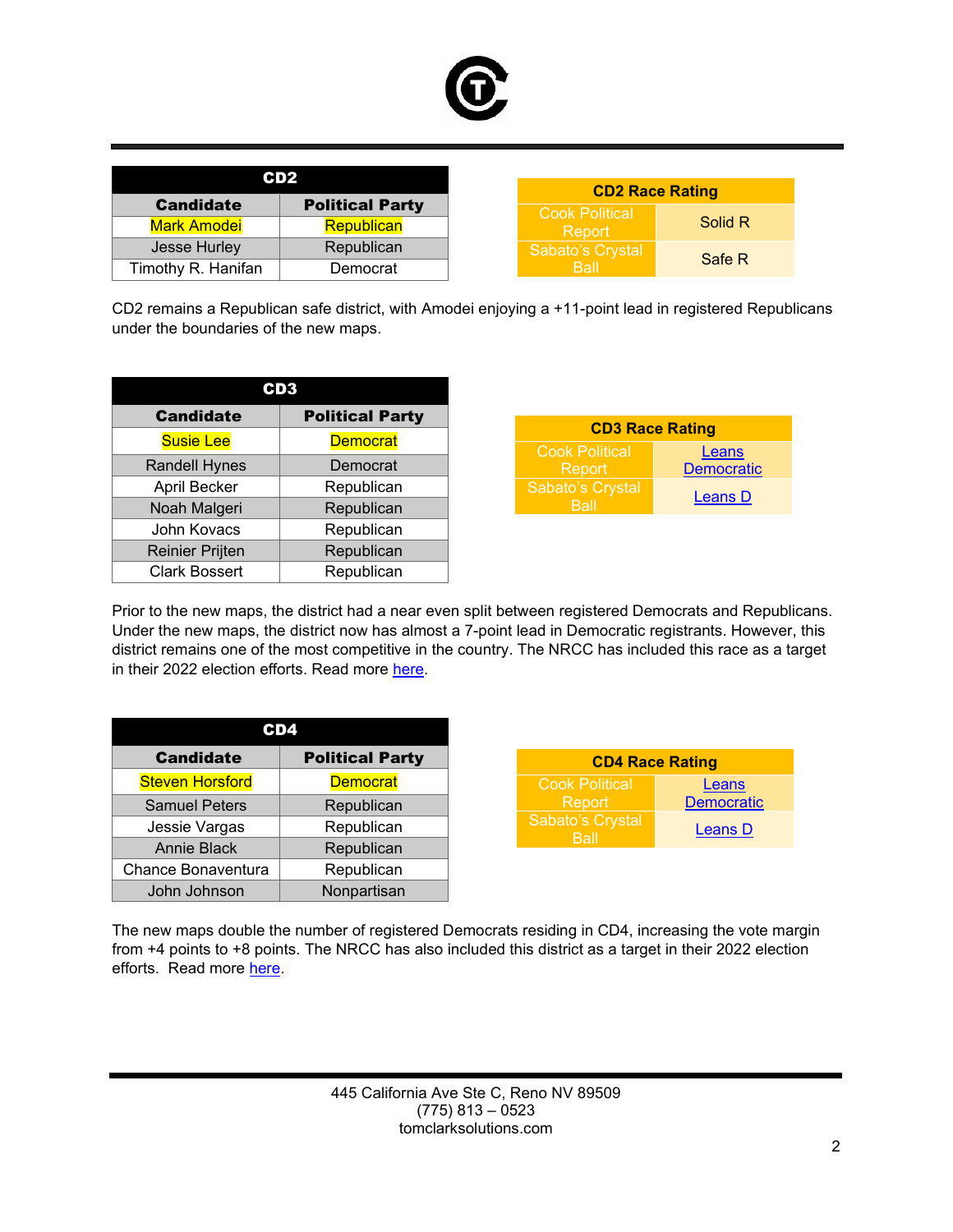| CD2 | |
|---|---|
| **Candidate** | **Political Party** |
| Mark Amodei | Republican |
| Jesse Hurley | Republican |
| Timothy R. Hanifan | Democrat |

| CD2 Race Rating | |
|---|---|
| Cook Political Report | Solid R |
| Sabato's Crystal Ball | Safe R |

CD2 remains a Republican safe district, with Amodei enjoying a +11-point lead in registered Republicans under the boundaries of the new maps.

| CD3 | |
|---|---|
| **Candidate** | **Political Party** |
| Susie Lee | Democrat |
| Randell Hynes | Democrat |
| April Becker | Republican |
| Noah Malgeri | Republican |
| John Kovacs | Republican |
| Reinier Prijten | Republican |
| Clark Bossert | Republican |

| CD3 Race Rating | |
|---|---|
| Cook Political Report | Leans Democratic |
| Sabato's Crystal Ball | Leans D |

Prior to the new maps, the district had a near even split between registered Democrats and Republicans. Under the new maps, the district now has almost a 7-point lead in Democratic registrants. However, this district remains one of the most competitive in the country. The NRCC has included this race as a target in their 2022 election efforts. Read more here.

| CD4 | |
|---|---|
| **Candidate** | **Political Party** |
| Steven Horsford | Democrat |
| Samuel Peters | Republican |
| Jessie Vargas | Republican |
| Annie Black | Republican |
| Chance Bonaventura | Republican |
| John Johnson | Nonpartisan |

| CD4 Race Rating | |
|---|---|
| Cook Political Report | Leans Democratic |
| Sabato's Crystal Ball | Leans D |

The new maps double the number of registered Democrats residing in CD4, increasing the vote margin from +4 points to +8 points. The NRCC has also included this district as a target in their 2022 election efforts. Read more here.

445 California Ave Ste C, Reno NV 89509
(775) 813 – 0523
tomclarksolutions.com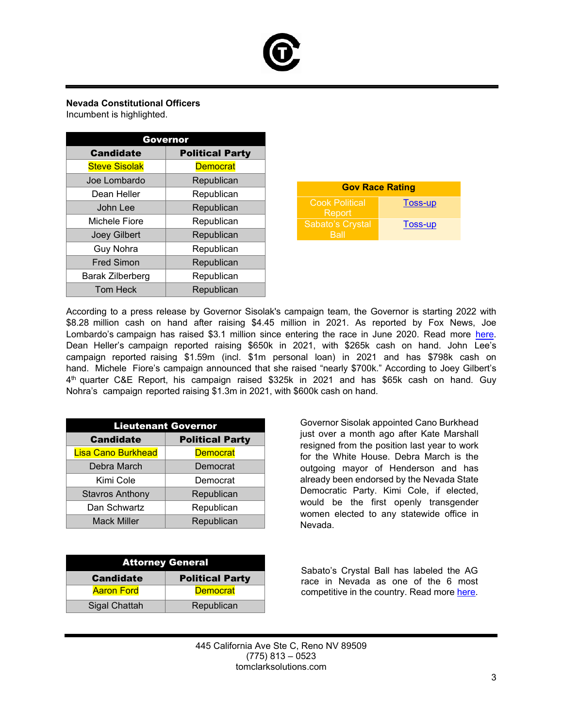**Nevada Constitutional Officers**
Incumbent is highlighted.

| Governor | |
|---|---|
| **Candidate** | **Political Party** |
| Steve Sisolak | Democrat |
| Joe Lombardo | Republican |
| Dean Heller | Republican |
| John Lee | Republican |
| Michele Fiore | Republican |
| Joey Gilbert | Republican |
| Guy Nohra | Republican |
| Fred Simon | Republican |
| Barak Zilberberg | Republican |
| Tom Heck | Republican |

| Gov Race Rating | |
|---|---|
| Cook Political Report | Toss-up |
| Sabato's Crystal Ball | Toss-up |

According to a press release by Governor Sisolak's campaign team, the Governor is starting 2022 with $8.28 million cash on hand after raising $4.45 million in 2021. As reported by Fox News, Joe Lombardo's campaign has raised $3.1 million since entering the race in June 2020. Read more here. Dean Heller's campaign reported raising $650k in 2021, with $265k cash on hand. John Lee's campaign reported raising $1.59m (incl. $1m personal loan) in 2021 and has $798k cash on hand. Michele Fiore's campaign announced that she raised "nearly $700k." According to Joey Gilbert's 4th quarter C&E Report, his campaign raised $325k in 2021 and has $65k cash on hand. Guy Nohra's campaign reported raising $1.3m in 2021, with $600k cash on hand.

| Lieutenant Governor | |
|---|---|
| **Candidate** | **Political Party** |
| Lisa Cano Burkhead | Democrat |
| Debra March | Democrat |
| Kimi Cole | Democrat |
| Stavros Anthony | Republican |
| Dan Schwartz | Republican |
| Mack Miller | Republican |

Governor Sisolak appointed Cano Burkhead just over a month ago after Kate Marshall resigned from the position last year to work for the White House. Debra March is the outgoing mayor of Henderson and has already been endorsed by the Nevada State Democratic Party. Kimi Cole, if elected, would be the first openly transgender women elected to any statewide office in Nevada.

| Attorney General | |
|---|---|
| **Candidate** | **Political Party** |
| Aaron Ford | Democrat |
| Sigal Chattah | Republican |

Sabato's Crystal Ball has labeled the AG race in Nevada as one of the 6 most competitive in the country. Read more here.

445 California Ave Ste C, Reno NV 89509
(775) 813 – 0523
tomclarksolutions.com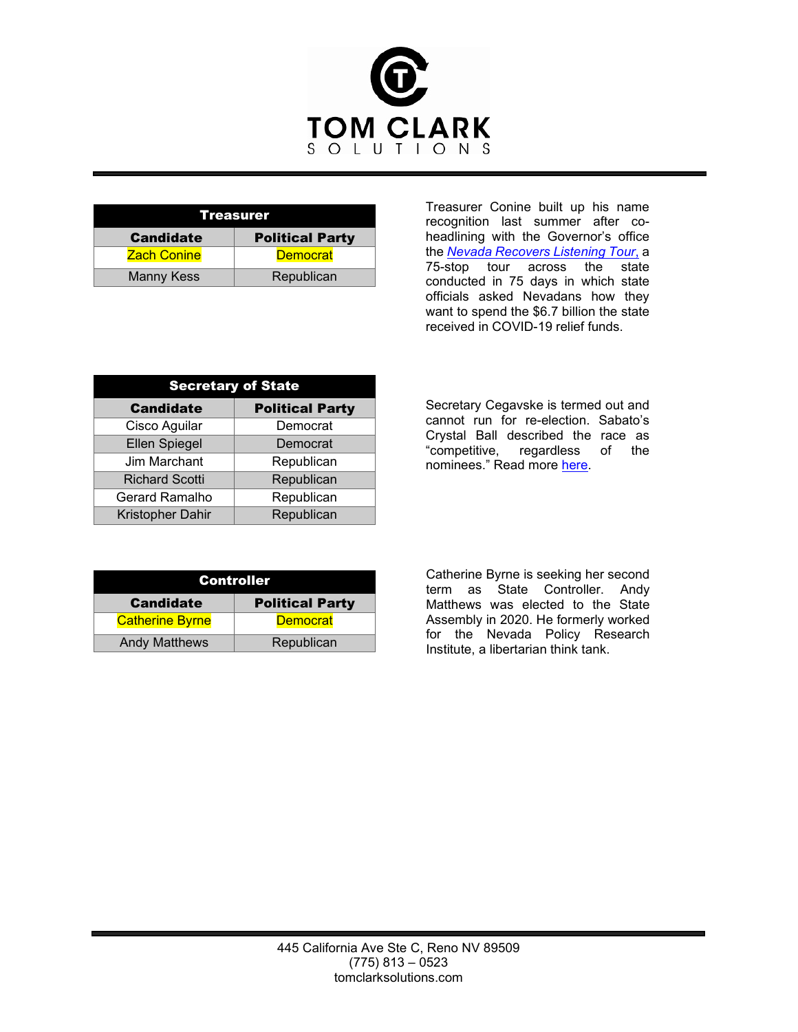| Treasurer | |
|---|---|
| **Candidate** | **Political Party** |
| Zach Conine | Democrat |
| Manny Kess | Republican |

Treasurer Conine built up his name recognition last summer after co-headlining with the Governor's office the *Nevada Recovers Listening Tour*, a 75-stop tour across the state conducted in 75 days in which state officials asked Nevadans how they want to spend the $6.7 billion the state received in COVID-19 relief funds.

| Secretary of State | |
|---|---|
| **Candidate** | **Political Party** |
| Cisco Aguilar | Democrat |
| Ellen Spiegel | Democrat |
| Jim Marchant | Republican |
| Richard Scotti | Republican |
| Gerard Ramalho | Republican |
| Kristopher Dahir | Republican |

Secretary Cegavske is termed out and cannot run for re-election. Sabato's Crystal Ball described the race as "competitive, regardless of the nominees." Read more here.

| Controller | |
|---|---|
| **Candidate** | **Political Party** |
| Catherine Byrne | Democrat |
| Andy Matthews | Republican |

Catherine Byrne is seeking her second term as State Controller. Andy Matthews was elected to the State Assembly in 2020. He formerly worked for the Nevada Policy Research Institute, a libertarian think tank.